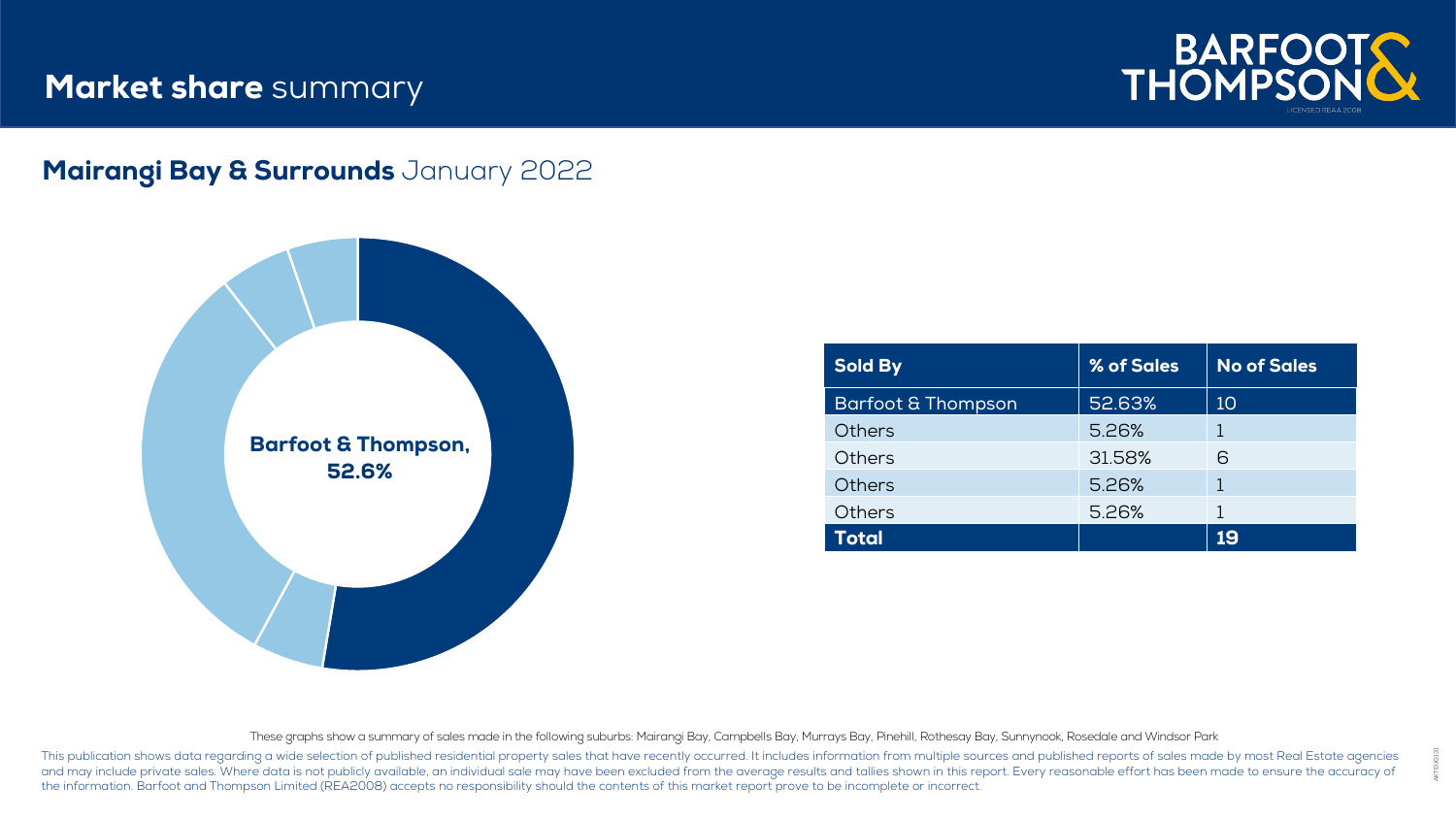# **Market share** summary

BARFOOT & THOMPSON

LICENSED REAA 2008

## **Mairangi Bay & Surrounds** January 2022

**Barfoot & Thompson, 52.6%**

| Sold By | % of Sales | No of Sales |
|---|---|---|
| Barfoot & Thompson | 52.63% | 10 |
| Others | 5.26% | 1 |
| Others | 31.58% | 6 |
| Others | 5.26% | 1 |
| Others | 5.26% | 1 |
| **Total** | | **19** |

These graphs show a summary of sales made in the following suburbs: Mairangi Bay, Campbells Bay, Murrays Bay, Pinehill, Rothesay Bay, Sunnynook, Rosedale and Windsor Park

This publication shows data regarding a wide selection of published residential property sales that have recently occurred. It includes information from multiple sources and published reports of sales made by most Real Estate agencies and may include private sales. Where data is not publicly available, an individual sale may have been excluded from the average results and tallies shown in this report. Every reasonable effort has been made to ensure the accuracy of the information. Barfoot and Thompson Limited (REA2008) accepts no responsibility should the contents of this market report prove to be incomplete or incorrect.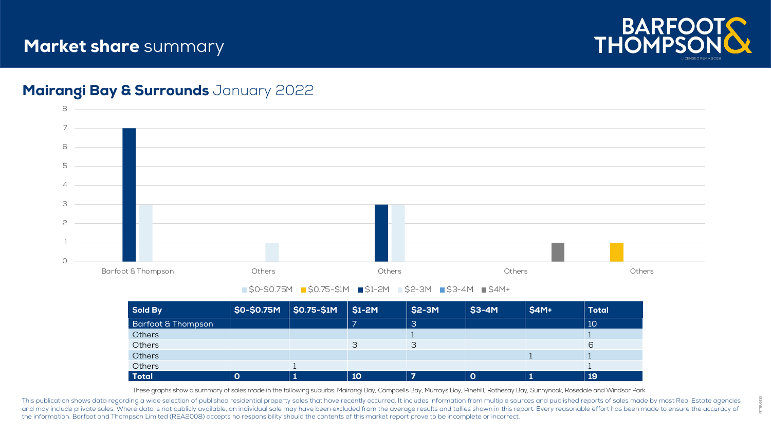# **Market share** summary

BARFOOT & THOMPSON

LICENSED REAA 2008

## **Mairangi Bay & Surrounds** January 2022

8
7
6
5
4
3
2
1
0

Barfoot & Thompson
Others
Others
Others
Others

$0-$0.75M $0.75-$1M $1-2M $2-3M $3-4M $4M+

| Sold By | $0-$0.75M | $0.75-$1M | $1-2M | $2-3M | $3-4M | $4M+ | Total |
|---|---|---|---|---|---|---|---|
| Barfoot & Thompson | | | 7 | 3 | | | 10 |
| Others | | | | 1 | | | 1 |
| Others | | | 3 | 3 | | | 6 |
| Others | | | | | | 1 | 1 |
| Others | | 1 | | | | | 1 |
| **Total** | **0** | **1** | **10** | **7** | **0** | **1** | **19** |

These graphs show a summary of sales made in the following suburbs: Mairangi Bay, Campbells Bay, Murrays Bay, Pinehill, Rothesay Bay, Sunnynook, Rosedale and Windsor Park

This publication shows data regarding a wide selection of published residential property sales that have recently occurred. It includes information from multiple sources and published reports of sales made by most Real Estate agencies and may include private sales. Where data is not publicly available, an individual sale may have been excluded from the average results and tallies shown in this report. Every reasonable effort has been made to ensure the accuracy of the information. Barfoot and Thompson Limited (REA2008) accepts no responsibility should the contents of this market report prove to be incomplete or incorrect.